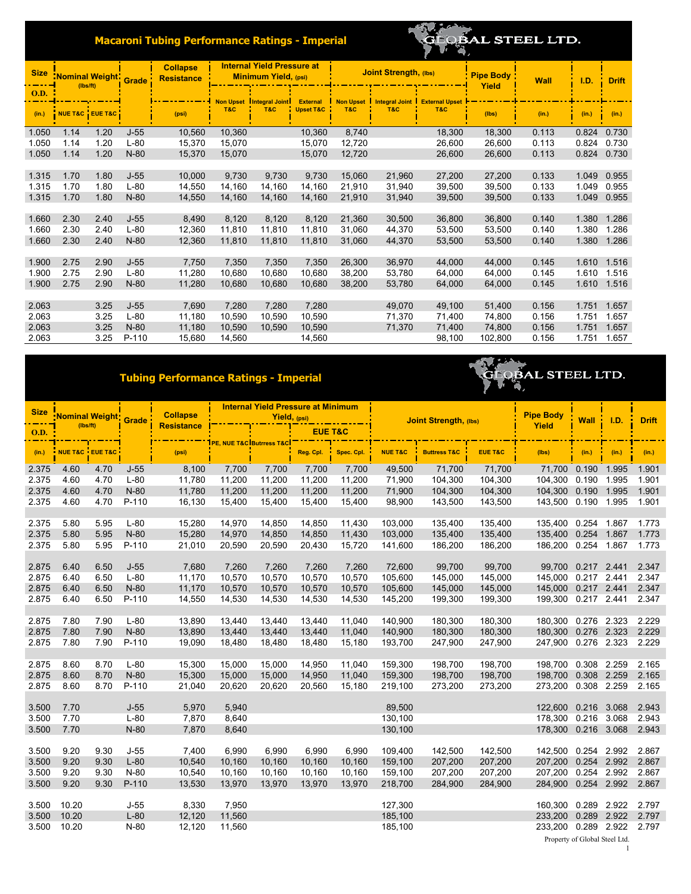# Macaroni Tubing Performance Ratings - Imperial

GLOBAL STEEL LTD.

| Size O.D. | Nominal Weight (lbs/ft) | | Grade | Collapse Resistance | Internal Yield Pressure at Minimum Yield, (psi) | | | Joint Strength, (lbs) | | | Pipe Body Yield | Wall | I.D. | Drift |
|---|---|---|---|---|---|---|---|---|---|---|---|---|---|---|
| | | | | | Non Upset T&C | Integral Joint T&C | External Upset T&C | Non Upset T&C | Integral Joint T&C | External Upset T&C | | | | |
| (in.) | NUE T&C | EUE T&C | | (psi) | | | | | | | (lbs) | (in.) | (in.) | (in.) |
| 1.050 | 1.14 | 1.20 | J-55 | 10,560 | 10,360 | | 10,360 | 8,740 | | 18,300 | 18,300 | 0.113 | 0.824 | 0.730 |
| 1.050 | 1.14 | 1.20 | L-80 | 15,370 | 15,070 | | 15,070 | 12,720 | | 26,600 | 26,600 | 0.113 | 0.824 | 0.730 |
| 1.050 | 1.14 | 1.20 | N-80 | 15,370 | 15,070 | | 15,070 | 12,720 | | 26,600 | 26,600 | 0.113 | 0.824 | 0.730 |
| 1.315 | 1.70 | 1.80 | J-55 | 10,000 | 9,730 | 9,730 | 9,730 | 15,060 | 21,960 | 27,200 | 27,200 | 0.133 | 1.049 | 0.955 |
| 1.315 | 1.70 | 1.80 | L-80 | 14,550 | 14,160 | 14,160 | 14,160 | 21,910 | 31,940 | 39,500 | 39,500 | 0.133 | 1.049 | 0.955 |
| 1.315 | 1.70 | 1.80 | N-80 | 14,550 | 14,160 | 14,160 | 14,160 | 21,910 | 31,940 | 39,500 | 39,500 | 0.133 | 1.049 | 0.955 |
| 1.660 | 2.30 | 2.40 | J-55 | 8,490 | 8,120 | 8,120 | 8,120 | 21,360 | 30,500 | 36,800 | 36,800 | 0.140 | 1.380 | 1.286 |
| 1.660 | 2.30 | 2.40 | L-80 | 12,360 | 11,810 | 11,810 | 11,810 | 31,060 | 44,370 | 53,500 | 53,500 | 0.140 | 1.380 | 1.286 |
| 1.660 | 2.30 | 2.40 | N-80 | 12,360 | 11,810 | 11,810 | 11,810 | 31,060 | 44,370 | 53,500 | 53,500 | 0.140 | 1.380 | 1.286 |
| 1.900 | 2.75 | 2.90 | J-55 | 7,750 | 7,350 | 7,350 | 7,350 | 26,300 | 36,970 | 44,000 | 44,000 | 0.145 | 1.610 | 1.516 |
| 1.900 | 2.75 | 2.90 | L-80 | 11,280 | 10,680 | 10,680 | 10,680 | 38,200 | 53,780 | 64,000 | 64,000 | 0.145 | 1.610 | 1.516 |
| 1.900 | 2.75 | 2.90 | N-80 | 11,280 | 10,680 | 10,680 | 10,680 | 38,200 | 53,780 | 64,000 | 64,000 | 0.145 | 1.610 | 1.516 |
| 2.063 | | 3.25 | J-55 | 7,690 | 7,280 | 7,280 | 7,280 | | 49,070 | 49,100 | 51,400 | 0.156 | 1.751 | 1.657 |
| 2.063 | | 3.25 | L-80 | 11,180 | 10,590 | 10,590 | 10,590 | | 71,370 | 71,400 | 74,800 | 0.156 | 1.751 | 1.657 |
| 2.063 | | 3.25 | N-80 | 11,180 | 10,590 | 10,590 | 10,590 | | 71,370 | 71,400 | 74,800 | 0.156 | 1.751 | 1.657 |
| 2.063 | | 3.25 | P-110 | 15,680 | 14,560 | | 14,560 | | | 98,100 | 102,800 | 0.156 | 1.751 | 1.657 |

# Tubing Performance Ratings - Imperial

GLOBAL STEEL LTD.

| Size O.D. | Nominal Weight (lbs/ft) | | Grade | Collapse Resistance | Internal Yield Pressure at Minimum Yield, (psi) | | | | Joint Strength, (lbs) | | | Pipe Body Yield | Wall | I.D. | Drift |
|---|---|---|---|---|---|---|---|---|---|---|---|---|---|---|---|
| | | | | | PE, NUE T&C | Butrress T&C | EUE T&C Reg. Cpl. | EUE T&C Spec. Cpl. | NUE T&C | Buttress T&C | EUE T&C | | | | |
| (in.) | NUE T&C | EUE T&C | | (psi) | | | | | | | | (lbs) | (in.) | (in.) | (in.) |
| 2.375 | 4.60 | 4.70 | J-55 | 8,100 | 7,700 | 7,700 | 7,700 | 7,700 | 49,500 | 71,700 | 71,700 | 71,700 | 0.190 | 1.995 | 1.901 |
| 2.375 | 4.60 | 4.70 | L-80 | 11,780 | 11,200 | 11,200 | 11,200 | 11,200 | 71,900 | 104,300 | 104,300 | 104,300 | 0.190 | 1.995 | 1.901 |
| 2.375 | 4.60 | 4.70 | N-80 | 11,780 | 11,200 | 11,200 | 11,200 | 11,200 | 71,900 | 104,300 | 104,300 | 104,300 | 0.190 | 1.995 | 1.901 |
| 2.375 | 4.60 | 4.70 | P-110 | 16,130 | 15,400 | 15,400 | 15,400 | 15,400 | 98,900 | 143,500 | 143,500 | 143,500 | 0.190 | 1.995 | 1.901 |
| 2.375 | 5.80 | 5.95 | L-80 | 15,280 | 14,970 | 14,850 | 14,850 | 11,430 | 103,000 | 135,400 | 135,400 | 135,400 | 0.254 | 1.867 | 1.773 |
| 2.375 | 5.80 | 5.95 | N-80 | 15,280 | 14,970 | 14,850 | 14,850 | 11,430 | 103,000 | 135,400 | 135,400 | 135,400 | 0.254 | 1.867 | 1.773 |
| 2.375 | 5.80 | 5.95 | P-110 | 21,010 | 20,590 | 20,590 | 20,430 | 15,720 | 141,600 | 186,200 | 186,200 | 186,200 | 0.254 | 1.867 | 1.773 |
| 2.875 | 6.40 | 6.50 | J-55 | 7,680 | 7,260 | 7,260 | 7,260 | 7,260 | 72,600 | 99,700 | 99,700 | 99,700 | 0.217 | 2.441 | 2.347 |
| 2.875 | 6.40 | 6.50 | L-80 | 11,170 | 10,570 | 10,570 | 10,570 | 10,570 | 105,600 | 145,000 | 145,000 | 145,000 | 0.217 | 2.441 | 2.347 |
| 2.875 | 6.40 | 6.50 | N-80 | 11,170 | 10,570 | 10,570 | 10,570 | 10,570 | 105,600 | 145,000 | 145,000 | 145,000 | 0.217 | 2.441 | 2.347 |
| 2.875 | 6.40 | 6.50 | P-110 | 14,550 | 14,530 | 14,530 | 14,530 | 14,530 | 145,200 | 199,300 | 199,300 | 199,300 | 0.217 | 2.441 | 2.347 |
| 2.875 | 7.80 | 7.90 | L-80 | 13,890 | 13,440 | 13,440 | 13,440 | 11,040 | 140,900 | 180,300 | 180,300 | 180,300 | 0.276 | 2.323 | 2.229 |
| 2.875 | 7.80 | 7.90 | N-80 | 13,890 | 13,440 | 13,440 | 13,440 | 11,040 | 140,900 | 180,300 | 180,300 | 180,300 | 0.276 | 2.323 | 2.229 |
| 2.875 | 7.80 | 7.90 | P-110 | 19,090 | 18,480 | 18,480 | 18,480 | 15,180 | 193,700 | 247,900 | 247,900 | 247,900 | 0.276 | 2.323 | 2.229 |
| 2.875 | 8.60 | 8.70 | L-80 | 15,300 | 15,000 | 15,000 | 14,950 | 11,040 | 159,300 | 198,700 | 198,700 | 198,700 | 0.308 | 2.259 | 2.165 |
| 2.875 | 8.60 | 8.70 | N-80 | 15,300 | 15,000 | 15,000 | 14,950 | 11,040 | 159,300 | 198,700 | 198,700 | 198,700 | 0.308 | 2.259 | 2.165 |
| 2.875 | 8.60 | 8.70 | P-110 | 21,040 | 20,620 | 20,620 | 20,560 | 15,180 | 219,100 | 273,200 | 273,200 | 273,200 | 0.308 | 2.259 | 2.165 |
| 3.500 | 7.70 | | J-55 | 5,970 | 5,940 | | | | 89,500 | | | 122,600 | 0.216 | 3.068 | 2.943 |
| 3.500 | 7.70 | | L-80 | 7,870 | 8,640 | | | | 130,100 | | | 178,300 | 0.216 | 3.068 | 2.943 |
| 3.500 | 7.70 | | N-80 | 7,870 | 8,640 | | | | 130,100 | | | 178,300 | 0.216 | 3.068 | 2.943 |
| 3.500 | 9.20 | 9.30 | J-55 | 7,400 | 6,990 | 6,990 | 6,990 | 6,990 | 109,400 | 142,500 | 142,500 | 142,500 | 0.254 | 2.992 | 2.867 |
| 3.500 | 9.20 | 9.30 | L-80 | 10,540 | 10,160 | 10,160 | 10,160 | 10,160 | 159,100 | 207,200 | 207,200 | 207,200 | 0.254 | 2.992 | 2.867 |
| 3.500 | 9.20 | 9.30 | N-80 | 10,540 | 10,160 | 10,160 | 10,160 | 10,160 | 159,100 | 207,200 | 207,200 | 207,200 | 0.254 | 2.992 | 2.867 |
| 3.500 | 9.20 | 9.30 | P-110 | 13,530 | 13,970 | 13,970 | 13,970 | 13,970 | 218,700 | 284,900 | 284,900 | 284,900 | 0.254 | 2.992 | 2.867 |
| 3.500 | 10.20 | | J-55 | 8,330 | 7,950 | | | | 127,300 | | | 160,300 | 0.289 | 2.922 | 2.797 |
| 3.500 | 10.20 | | L-80 | 12,120 | 11,560 | | | | 185,100 | | | 233,200 | 0.289 | 2.922 | 2.797 |
| 3.500 | 10.20 | | N-80 | 12,120 | 11,560 | | | | 185,100 | | | 233,200 | 0.289 | 2.922 | 2.797 |

Property of Global Steel Ltd.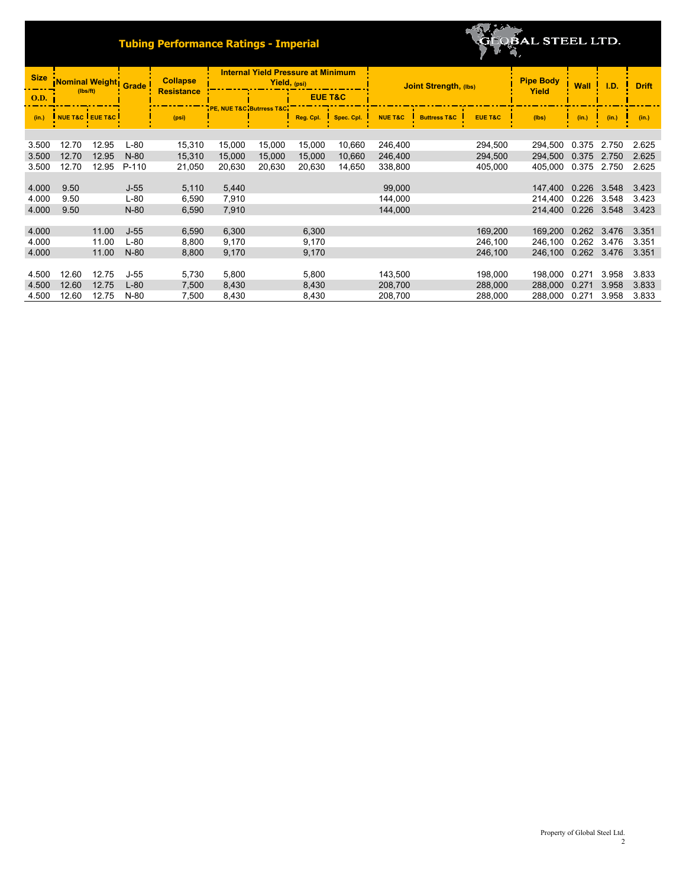# Tubing Performance Ratings - Imperial

| Size O.D. | Nominal Weight (lbs/ft) | | Grade | Collapse Resistance | Internal Yield Pressure at Minimum Yield, (psi) | | | | Joint Strength, (lbs) | | | Pipe Body Yield | Wall | I.D. | Drift |
|---|---|---|---|---|---|---|---|---|---|---|---|---|---|---|---|
| | | | | | | | EUE T&C | | | | | | | | |
| (in.) | NUE T&C | EUE T&C | | (psi) | PE, NUE T&C | Butrress T&C | Reg. Cpl. | Spec. Cpl. | NUE T&C | Buttress T&C | EUE T&C | (lbs) | (in.) | (in.) | (in.) |
| 3.500 | 12.70 | 12.95 | L-80 | 15,310 | 15,000 | 15,000 | 15,000 | 10,660 | 246,400 | | 294,500 | 294,500 | 0.375 | 2.750 | 2.625 |
| 3.500 | 12.70 | 12.95 | N-80 | 15,310 | 15,000 | 15,000 | 15,000 | 10,660 | 246,400 | | 294,500 | 294,500 | 0.375 | 2.750 | 2.625 |
| 3.500 | 12.70 | 12.95 | P-110 | 21,050 | 20,630 | 20,630 | 20,630 | 14,650 | 338,800 | | 405,000 | 405,000 | 0.375 | 2.750 | 2.625 |
| 4.000 | 9.50 | | J-55 | 5,110 | 5,440 | | | | 99,000 | | | 147,400 | 0.226 | 3.548 | 3.423 |
| 4.000 | 9.50 | | L-80 | 6,590 | 7,910 | | | | 144,000 | | | 214,400 | 0.226 | 3.548 | 3.423 |
| 4.000 | 9.50 | | N-80 | 6,590 | 7,910 | | | | 144,000 | | | 214,400 | 0.226 | 3.548 | 3.423 |
| 4.000 | | 11.00 | J-55 | 6,590 | 6,300 | | 6,300 | | | | 169,200 | 169,200 | 0.262 | 3.476 | 3.351 |
| 4.000 | | 11.00 | L-80 | 8,800 | 9,170 | | 9,170 | | | | 246,100 | 246,100 | 0.262 | 3.476 | 3.351 |
| 4.000 | | 11.00 | N-80 | 8,800 | 9,170 | | 9,170 | | | | 246,100 | 246,100 | 0.262 | 3.476 | 3.351 |
| 4.500 | 12.60 | 12.75 | J-55 | 5,730 | 5,800 | | 5,800 | | 143,500 | | 198,000 | 198,000 | 0.271 | 3.958 | 3.833 |
| 4.500 | 12.60 | 12.75 | L-80 | 7,500 | 8,430 | | 8,430 | | 208,700 | | 288,000 | 288,000 | 0.271 | 3.958 | 3.833 |
| 4.500 | 12.60 | 12.75 | N-80 | 7,500 | 8,430 | | 8,430 | | 208,700 | | 288,000 | 288,000 | 0.271 | 3.958 | 3.833 |